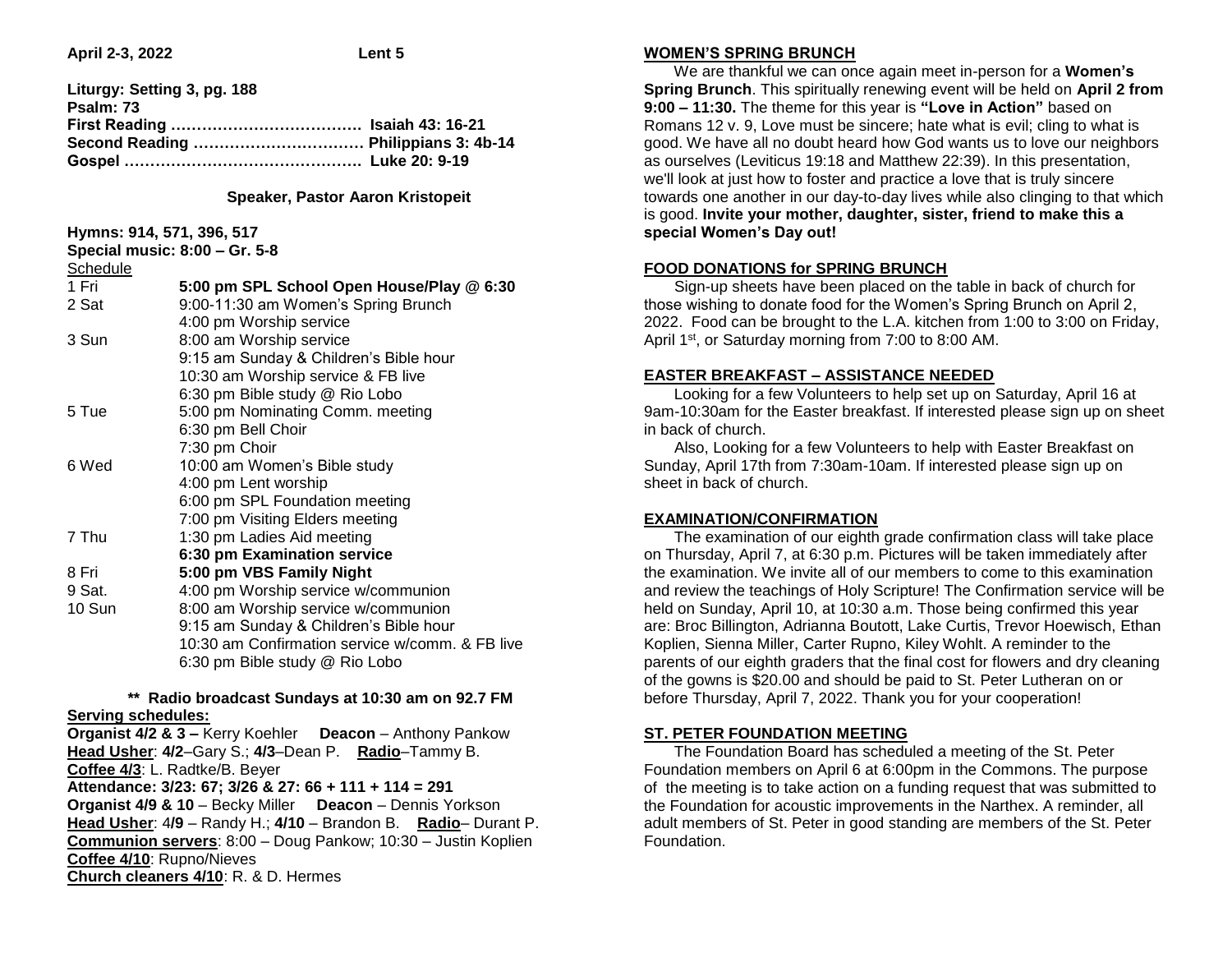**April 2-3, 2022** **Lent 5**

**Liturgy: Setting 3, pg. 188**
**Psalm: 73**
**First Reading ……………………………… Isaiah 43: 16-21**
**Second Reading …………………………… Philippians 3: 4b-14**
**Gospel ……………………………………… Luke 20: 9-19**

**Speaker, Pastor Aaron Kristopeit**

**Hymns: 914, 571, 396, 517**
**Special music: 8:00 – Gr. 5-8**

Schedule

| | |
|---|---|
| 1 Fri | **5:00 pm SPL School Open House/Play @ 6:30** |
| 2 Sat | 9:00-11:30 am Women's Spring Brunch |
| | 4:00 pm Worship service |
| 3 Sun | 8:00 am Worship service |
| | 9:15 am Sunday & Children's Bible hour |
| | 10:30 am Worship service & FB live |
| | 6:30 pm Bible study @ Rio Lobo |
| 5 Tue | 5:00 pm Nominating Comm. meeting |
| | 6:30 pm Bell Choir |
| | 7:30 pm Choir |
| 6 Wed | 10:00 am Women's Bible study |
| | 4:00 pm Lent worship |
| | 6:00 pm SPL Foundation meeting |
| | 7:00 pm Visiting Elders meeting |
| 7 Thu | 1:30 pm Ladies Aid meeting |
| | **6:30 pm Examination service** |
| 8 Fri | **5:00 pm VBS Family Night** |
| 9 Sat. | 4:00 pm Worship service w/communion |
| 10 Sun | 8:00 am Worship service w/communion |
| | 9:15 am Sunday & Children's Bible hour |
| | 10:30 am Confirmation service w/comm. & FB live |
| | 6:30 pm Bible study @ Rio Lobo |

**\*\* Radio broadcast Sundays at 10:30 am on 92.7 FM**

**Serving schedules:**

**Organist 4/2 & 3 –** Kerry Koehler **Deacon** – Anthony Pankow
**Head Usher**: **4/2**–Gary S.; **4/3**–Dean P. **Radio**–Tammy B.
**Coffee 4/3**: L. Radtke/B. Beyer
**Attendance: 3/23: 67; 3/26 & 27: 66 + 111 + 114 = 291**
**Organist 4/9 & 10** – Becky Miller **Deacon** – Dennis Yorkson
**Head Usher**: 4/**9** – Randy H.; **4/10** – Brandon B. **Radio**– Durant P.
**Communion servers**: 8:00 – Doug Pankow; 10:30 – Justin Koplien
**Coffee 4/10**: Rupno/Nieves
**Church cleaners 4/10**: R. & D. Hermes

## WOMEN'S SPRING BRUNCH

We are thankful we can once again meet in-person for a **Women's Spring Brunch**. This spiritually renewing event will be held on **April 2 from 9:00 – 11:30.** The theme for this year is **"Love in Action"** based on Romans 12 v. 9, Love must be sincere; hate what is evil; cling to what is good. We have all no doubt heard how God wants us to love our neighbors as ourselves (Leviticus 19:18 and Matthew 22:39). In this presentation, we'll look at just how to foster and practice a love that is truly sincere towards one another in our day-to-day lives while also clinging to that which is good. **Invite your mother, daughter, sister, friend to make this a special Women's Day out!**

## FOOD DONATIONS for SPRING BRUNCH

Sign-up sheets have been placed on the table in back of church for those wishing to donate food for the Women's Spring Brunch on April 2, 2022. Food can be brought to the L.A. kitchen from 1:00 to 3:00 on Friday, April 1st, or Saturday morning from 7:00 to 8:00 AM.

## EASTER BREAKFAST – ASSISTANCE NEEDED

Looking for a few Volunteers to help set up on Saturday, April 16 at 9am-10:30am for the Easter breakfast. If interested please sign up on sheet in back of church.

Also, Looking for a few Volunteers to help with Easter Breakfast on Sunday, April 17th from 7:30am-10am. If interested please sign up on sheet in back of church.

## EXAMINATION/CONFIRMATION

The examination of our eighth grade confirmation class will take place on Thursday, April 7, at 6:30 p.m. Pictures will be taken immediately after the examination. We invite all of our members to come to this examination and review the teachings of Holy Scripture! The Confirmation service will be held on Sunday, April 10, at 10:30 a.m. Those being confirmed this year are: Broc Billington, Adrianna Boutott, Lake Curtis, Trevor Hoewisch, Ethan Koplien, Sienna Miller, Carter Rupno, Kiley Wohlt. A reminder to the parents of our eighth graders that the final cost for flowers and dry cleaning of the gowns is $20.00 and should be paid to St. Peter Lutheran on or before Thursday, April 7, 2022. Thank you for your cooperation!

## ST. PETER FOUNDATION MEETING

The Foundation Board has scheduled a meeting of the St. Peter Foundation members on April 6 at 6:00pm in the Commons. The purpose of the meeting is to take action on a funding request that was submitted to the Foundation for acoustic improvements in the Narthex. A reminder, all adult members of St. Peter in good standing are members of the St. Peter Foundation.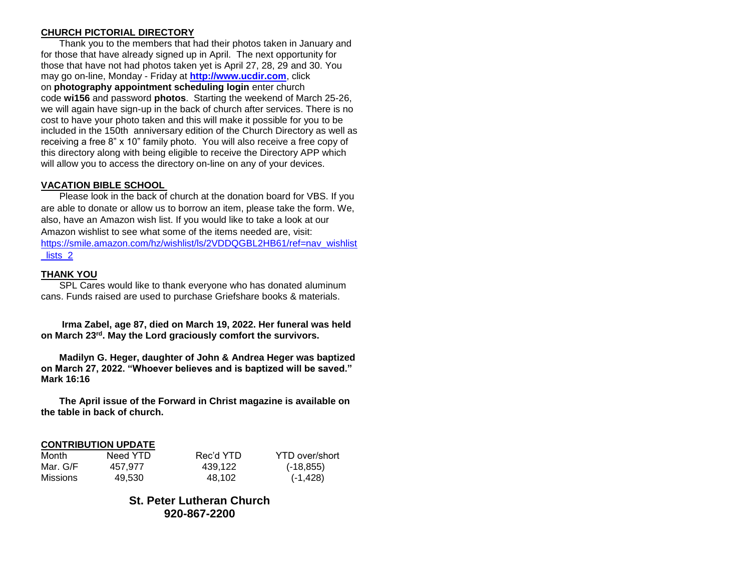## CHURCH PICTORIAL DIRECTORY

Thank you to the members that had their photos taken in January and for those that have already signed up in April. The next opportunity for those that have not had photos taken yet is April 27, 28, 29 and 30. You may go on-line, Monday - Friday at **http://www.ucdir.com**, click on **photography appointment scheduling login** enter church code **wi156** and password **photos**. Starting the weekend of March 25-26, we will again have sign-up in the back of church after services. There is no cost to have your photo taken and this will make it possible for you to be included in the 150th anniversary edition of the Church Directory as well as receiving a free 8" x 10" family photo. You will also receive a free copy of this directory along with being eligible to receive the Directory APP which will allow you to access the directory on-line on any of your devices.

## VACATION BIBLE SCHOOL

Please look in the back of church at the donation board for VBS. If you are able to donate or allow us to borrow an item, please take the form. We, also, have an Amazon wish list. If you would like to take a look at our Amazon wishlist to see what some of the items needed are, visit: https://smile.amazon.com/hz/wishlist/ls/2VDDQGBL2HB61/ref=nav_wishlist_lists_2

## THANK YOU

SPL Cares would like to thank everyone who has donated aluminum cans. Funds raised are used to purchase Griefshare books & materials.

**Irma Zabel, age 87, died on March 19, 2022. Her funeral was held on March 23rd. May the Lord graciously comfort the survivors.**

**Madilyn G. Heger, daughter of John & Andrea Heger was baptized on March 27, 2022. "Whoever believes and is baptized will be saved." Mark 16:16**

**The April issue of the Forward in Christ magazine is available on the table in back of church.**

## CONTRIBUTION UPDATE

| Month | Need YTD | Rec'd YTD | YTD over/short |
|---|---|---|---|
| Mar. G/F | 457,977 | 439,122 | (-18,855) |
| Missions | 49,530 | 48,102 | (-1,428) |

**St. Peter Lutheran Church**
**920-867-2200**